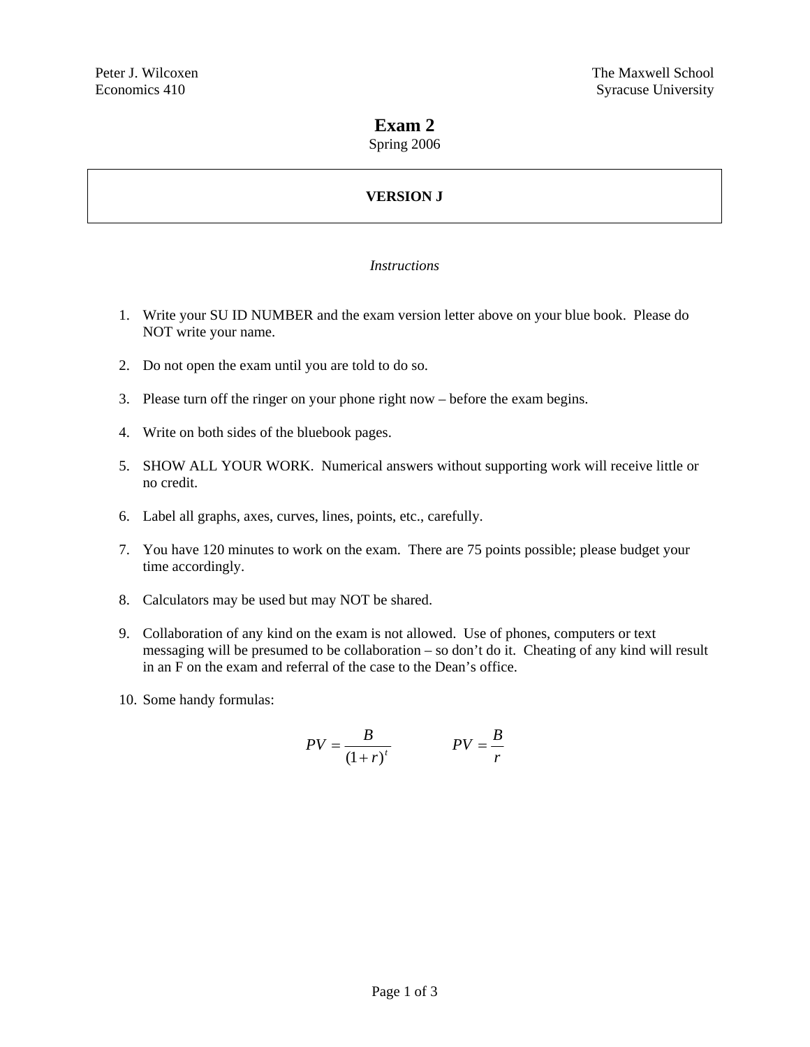Peter J. Wilcoxen
Economics 410

The Maxwell School
Syracuse University

# Exam 2

Spring 2006

**VERSION J**

*Instructions*

1. Write your SU ID NUMBER and the exam version letter above on your blue book. Please do NOT write your name.

2. Do not open the exam until you are told to do so.

3. Please turn off the ringer on your phone right now – before the exam begins.

4. Write on both sides of the bluebook pages.

5. SHOW ALL YOUR WORK. Numerical answers without supporting work will receive little or no credit.

6. Label all graphs, axes, curves, lines, points, etc., carefully.

7. You have 120 minutes to work on the exam. There are 75 points possible; please budget your time accordingly.

8. Calculators may be used but may NOT be shared.

9. Collaboration of any kind on the exam is not allowed. Use of phones, computers or text messaging will be presumed to be collaboration – so don't do it. Cheating of any kind will result in an F on the exam and referral of the case to the Dean's office.

10. Some handy formulas:

$$PV = \frac{B}{(1+r)^t} \qquad\qquad PV = \frac{B}{r}$$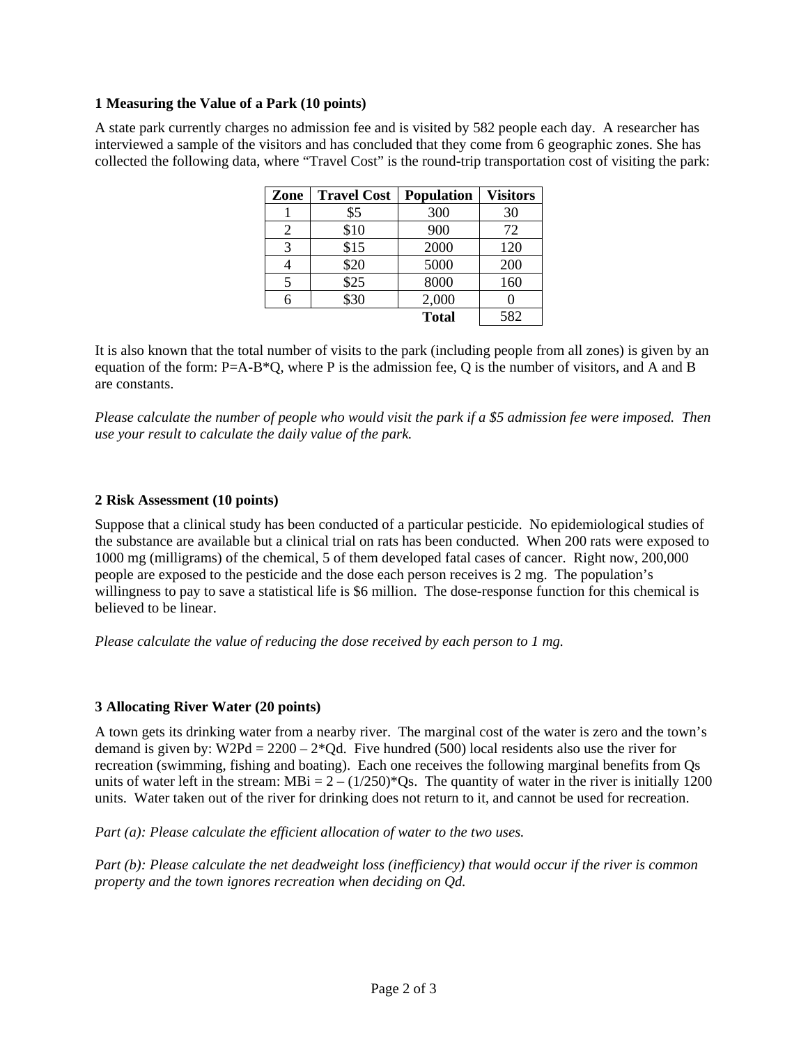### 1 Measuring the Value of a Park (10 points)

A state park currently charges no admission fee and is visited by 582 people each day. A researcher has interviewed a sample of the visitors and has concluded that they come from 6 geographic zones. She has collected the following data, where "Travel Cost" is the round-trip transportation cost of visiting the park:

| Zone | Travel Cost | Population | Visitors |
|---|---|---|---|
| 1 | $5 | 300 | 30 |
| 2 | $10 | 900 | 72 |
| 3 | $15 | 2000 | 120 |
| 4 | $20 | 5000 | 200 |
| 5 | $25 | 8000 | 160 |
| 6 | $30 | 2,000 | 0 |
| | | **Total** | 582 |

It is also known that the total number of visits to the park (including people from all zones) is given by an equation of the form: $P=A-B*Q$, where P is the admission fee, Q is the number of visitors, and A and B are constants.

*Please calculate the number of people who would visit the park if a $5 admission fee were imposed. Then use your result to calculate the daily value of the park.*

### 2 Risk Assessment (10 points)

Suppose that a clinical study has been conducted of a particular pesticide. No epidemiological studies of the substance are available but a clinical trial on rats has been conducted. When 200 rats were exposed to 1000 mg (milligrams) of the chemical, 5 of them developed fatal cases of cancer. Right now, 200,000 people are exposed to the pesticide and the dose each person receives is 2 mg. The population's willingness to pay to save a statistical life is $6 million. The dose-response function for this chemical is believed to be linear.

*Please calculate the value of reducing the dose received by each person to 1 mg.*

### 3 Allocating River Water (20 points)

A town gets its drinking water from a nearby river. The marginal cost of the water is zero and the town's demand is given by: $W2Pd = 2200 - 2*Qd$. Five hundred (500) local residents also use the river for recreation (swimming, fishing and boating). Each one receives the following marginal benefits from Qs units of water left in the stream: $MBi = 2 - (1/250)*Qs$. The quantity of water in the river is initially 1200 units. Water taken out of the river for drinking does not return to it, and cannot be used for recreation.

*Part (a): Please calculate the efficient allocation of water to the two uses.*

*Part (b): Please calculate the net deadweight loss (inefficiency) that would occur if the river is common property and the town ignores recreation when deciding on Qd.*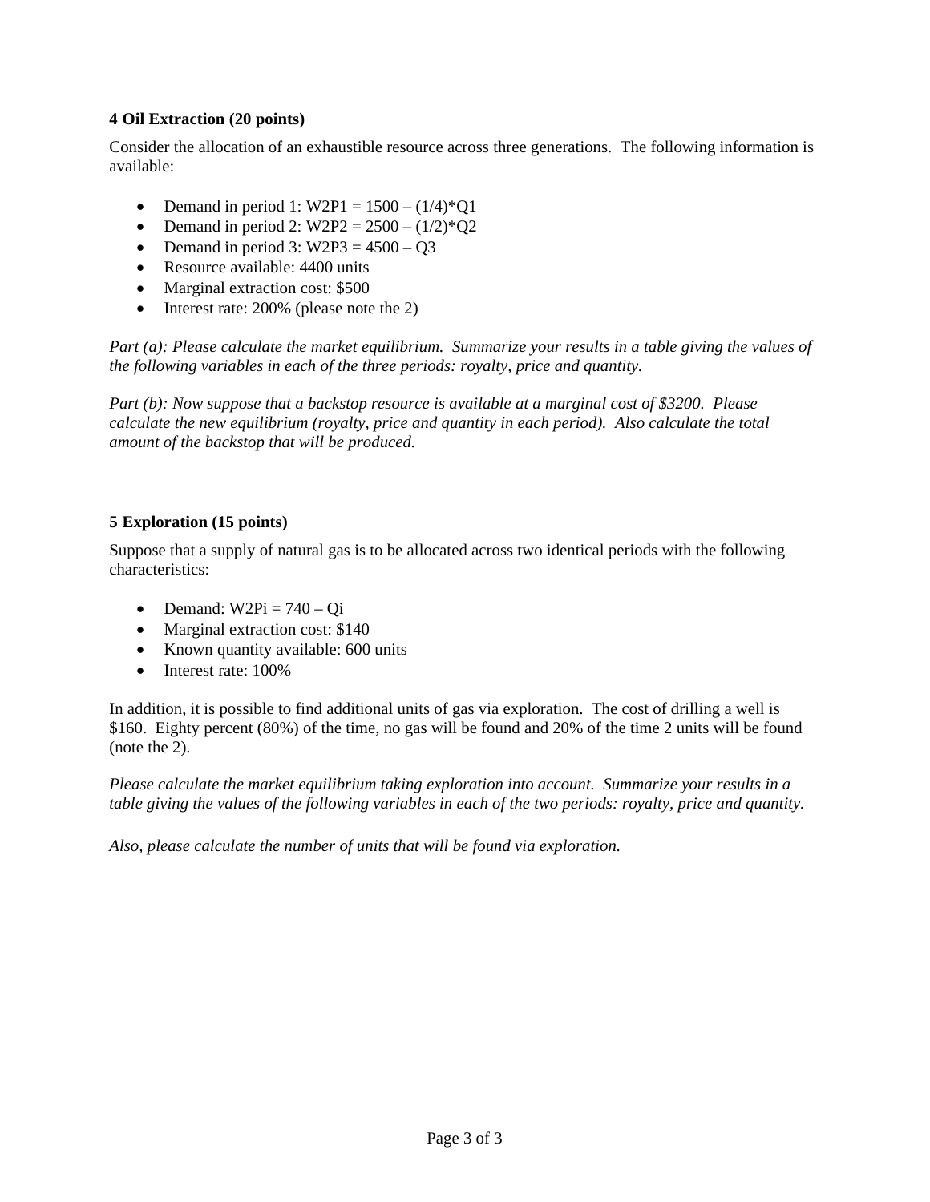**4 Oil Extraction (20 points)**

Consider the allocation of an exhaustible resource across three generations. The following information is available:

- Demand in period 1: $W2P1 = 1500 - (1/4)*Q1$
- Demand in period 2: $W2P2 = 2500 - (1/2)*Q2$
- Demand in period 3: $W2P3 = 4500 - Q3$
- Resource available: 4400 units
- Marginal extraction cost: $500
- Interest rate: 200% (please note the 2)

*Part (a): Please calculate the market equilibrium. Summarize your results in a table giving the values of the following variables in each of the three periods: royalty, price and quantity.*

*Part (b): Now suppose that a backstop resource is available at a marginal cost of $3200. Please calculate the new equilibrium (royalty, price and quantity in each period). Also calculate the total amount of the backstop that will be produced.*

**5 Exploration (15 points)**

Suppose that a supply of natural gas is to be allocated across two identical periods with the following characteristics:

- Demand: $W2Pi = 740 - Qi$
- Marginal extraction cost: $140
- Known quantity available: 600 units
- Interest rate: 100%

In addition, it is possible to find additional units of gas via exploration. The cost of drilling a well is $160. Eighty percent (80%) of the time, no gas will be found and 20% of the time 2 units will be found (note the 2).

*Please calculate the market equilibrium taking exploration into account. Summarize your results in a table giving the values of the following variables in each of the two periods: royalty, price and quantity.*

*Also, please calculate the number of units that will be found via exploration.*